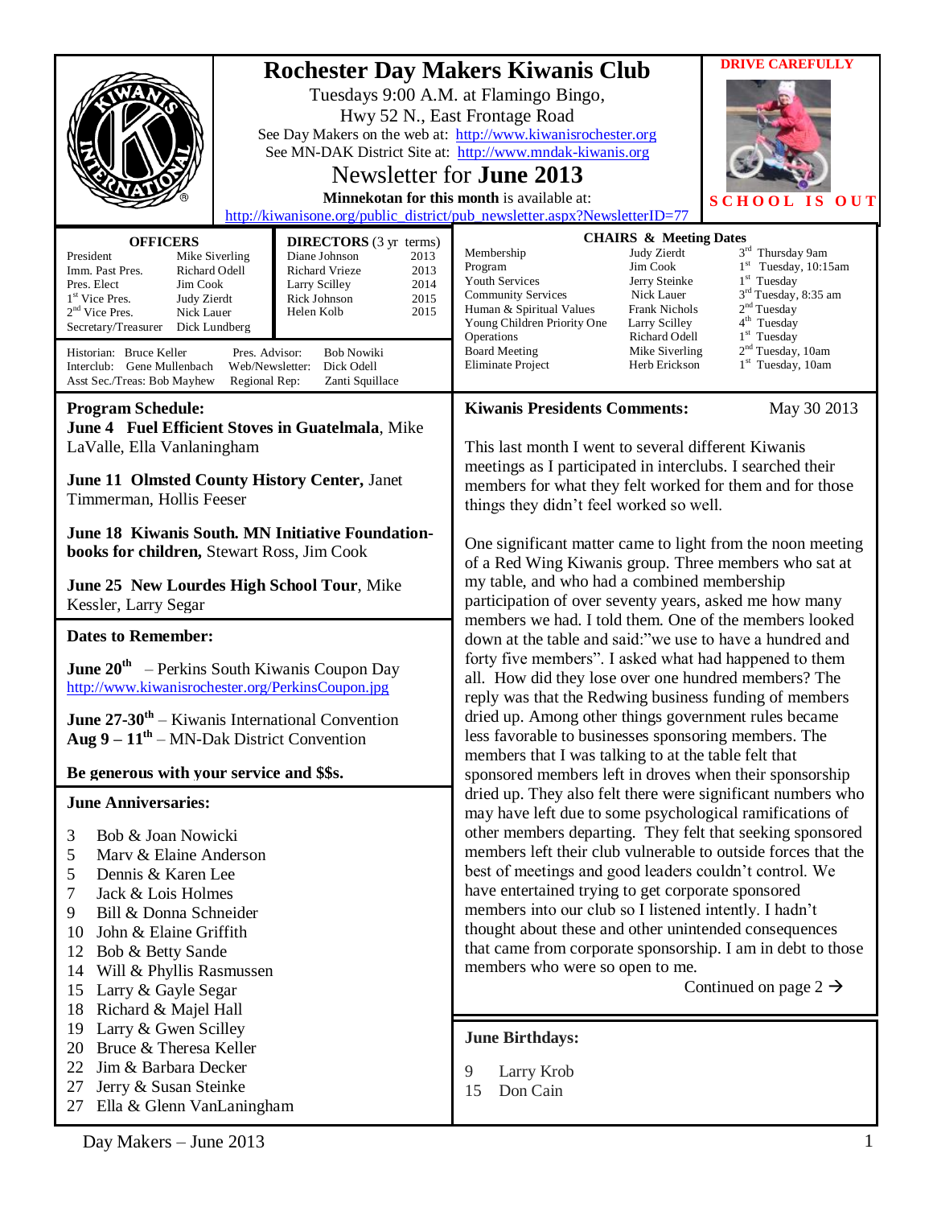# Rochester Day Makers Kiwanis Club

Tuesdays 9:00 A.M. at Flamingo Bingo,
Hwy 52 N., East Frontage Road
See Day Makers on the web at: http://www.kiwanisrochester.org
See MN-DAK District Site at: http://www.mndak-kiwanis.org

## Newsletter for June 2013

**Minnekotan for this month** is available at:
http://kiwanisone.org/public_district/pub_newsletter.aspx?NewsletterID=77

**DRIVE CAREFULLY**

**SCHOOL IS OUT**

### OFFICERS

| | |
|---|---|
| President | Mike Siverling |
| Imm. Past Pres. | Richard Odell |
| Pres. Elect | Jim Cook |
| 1st Vice Pres. | Judy Zierdt |
| 2nd Vice Pres. | Nick Lauer |
| Secretary/Treasurer | Dick Lundberg |

### DIRECTORS (3 yr terms)

| | |
|---|---|
| Diane Johnson | 2013 |
| Richard Vrieze | 2013 |
| Larry Scilley | 2014 |
| Rick Johnson | 2015 |
| Helen Kolb | 2015 |

Historian: Bruce Keller — Pres. Advisor: Bob Nowiki
Interclub: Gene Mullenbach — Web/Newsletter: Dick Odell
Asst Sec./Treas: Bob Mayhew — Regional Rep: Zanti Squillace

### CHAIRS & Meeting Dates

| | | |
|---|---|---|
| Membership | Judy Zierdt | 3rd Thursday 9am |
| Program | Jim Cook | 1st Tuesday, 10:15am |
| Youth Services | Jerry Steinke | 1st Tuesday |
| Community Services | Nick Lauer | 3rd Tuesday, 8:35 am |
| Human & Spiritual Values | Frank Nichols | 2nd Tuesday |
| Young Children Priority One | Larry Scilley | 4th Tuesday |
| Operations | Richard Odell | 1st Tuesday |
| Board Meeting | Mike Siverling | 2nd Tuesday, 10am |
| Eliminate Project | Herb Erickson | 1st Tuesday, 10am |

### Program Schedule:

**June 4 Fuel Efficient Stoves in Guatelmala**, Mike LaValle, Ella Vanlaningham

**June 11 Olmsted County History Center,** Janet Timmerman, Hollis Feeser

**June 18 Kiwanis South. MN Initiative Foundation-books for children,** Stewart Ross, Jim Cook

**June 25 New Lourdes High School Tour**, Mike Kessler, Larry Segar

### Dates to Remember:

**June 20th** – Perkins South Kiwanis Coupon Day
http://www.kiwanisrochester.org/PerkinsCoupon.jpg

**June 27-30th** – Kiwanis International Convention
**Aug 9 – 11th** – MN-Dak District Convention

**Be generous with your service and $$s.**

### June Anniversaries:

- 3 Bob & Joan Nowicki
- 5 Marv & Elaine Anderson
- 5 Dennis & Karen Lee
- 7 Jack & Lois Holmes
- 9 Bill & Donna Schneider
- 10 John & Elaine Griffith
- 12 Bob & Betty Sande
- 14 Will & Phyllis Rasmussen
- 15 Larry & Gayle Segar
- 18 Richard & Majel Hall
- 19 Larry & Gwen Scilley
- 20 Bruce & Theresa Keller
- 22 Jim & Barbara Decker
- 27 Jerry & Susan Steinke
- 27 Ella & Glenn VanLaningham

### Kiwanis Presidents Comments: May 30 2013

This last month I went to several different Kiwanis meetings as I participated in interclubs. I searched their members for what they felt worked for them and for those things they didn't feel worked so well.

One significant matter came to light from the noon meeting of a Red Wing Kiwanis group. Three members who sat at my table, and who had a combined membership participation of over seventy years, asked me how many members we had. I told them. One of the members looked down at the table and said:"we use to have a hundred and forty five members". I asked what had happened to them all. How did they lose over one hundred members? The reply was that the Redwing business funding of members dried up. Among other things government rules became less favorable to businesses sponsoring members. The members that I was talking to at the table felt that sponsored members left in droves when their sponsorship dried up. They also felt there were significant numbers who may have left due to some psychological ramifications of other members departing. They felt that seeking sponsored members left their club vulnerable to outside forces that the best of meetings and good leaders couldn't control. We have entertained trying to get corporate sponsored members into our club so I listened intently. I hadn't thought about these and other unintended consequences that came from corporate sponsorship. I am in debt to those members who were so open to me.

Continued on page 2 →

### June Birthdays:

- 9 Larry Krob
- 15 Don Cain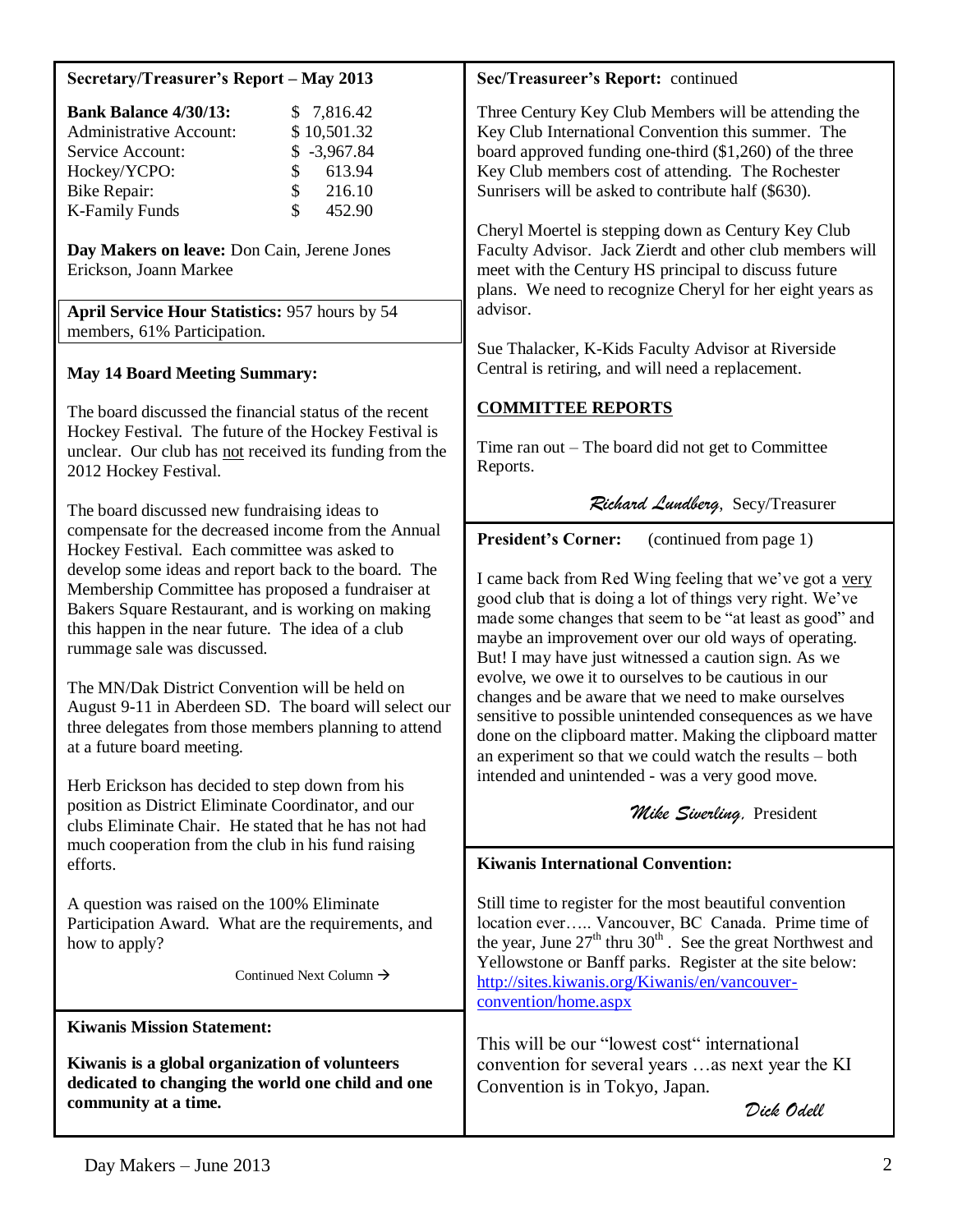## Secretary/Treasurer's Report – May 2013

| | |
|---|---|
| **Bank Balance 4/30/13:** | $ 7,816.42 |
| Administrative Account: | $ 10,501.32 |
| Service Account: | $ -3,967.84 |
| Hockey/YCPO: | $ 613.94 |
| Bike Repair: | $ 216.10 |
| K-Family Funds | $ 452.90 |

**Day Makers on leave:** Don Cain, Jerene Jones Erickson, Joann Markee

**April Service Hour Statistics:** 957 hours by 54 members, 61% Participation.

### May 14 Board Meeting Summary:

The board discussed the financial status of the recent Hockey Festival. The future of the Hockey Festival is unclear. Our club has not received its funding from the 2012 Hockey Festival.

The board discussed new fundraising ideas to compensate for the decreased income from the Annual Hockey Festival. Each committee was asked to develop some ideas and report back to the board. The Membership Committee has proposed a fundraiser at Bakers Square Restaurant, and is working on making this happen in the near future. The idea of a club rummage sale was discussed.

The MN/Dak District Convention will be held on August 9-11 in Aberdeen SD. The board will select our three delegates from those members planning to attend at a future board meeting.

Herb Erickson has decided to step down from his position as District Eliminate Coordinator, and our clubs Eliminate Chair. He stated that he has not had much cooperation from the club in his fund raising efforts.

A question was raised on the 100% Eliminate Participation Award. What are the requirements, and how to apply?

Continued Next Column →

### Sec/Treasureer's Report: continued

Three Century Key Club Members will be attending the Key Club International Convention this summer. The board approved funding one-third ($1,260) of the three Key Club members cost of attending. The Rochester Sunrisers will be asked to contribute half ($630).

Cheryl Moertel is stepping down as Century Key Club Faculty Advisor. Jack Zierdt and other club members will meet with the Century HS principal to discuss future plans. We need to recognize Cheryl for her eight years as advisor.

Sue Thalacker, K-Kids Faculty Advisor at Riverside Central is retiring, and will need a replacement.

### COMMITTEE REPORTS

Time ran out – The board did not get to Committee Reports.

*Richard Lundberg*, Secy/Treasurer

### President's Corner: (continued from page 1)

I came back from Red Wing feeling that we've got a very good club that is doing a lot of things very right. We've made some changes that seem to be "at least as good" and maybe an improvement over our old ways of operating. But! I may have just witnessed a caution sign. As we evolve, we owe it to ourselves to be cautious in our changes and be aware that we need to make ourselves sensitive to possible unintended consequences as we have done on the clipboard matter. Making the clipboard matter an experiment so that we could watch the results – both intended and unintended - was a very good move.

*Mike Siverling*, President

### Kiwanis International Convention:

Still time to register for the most beautiful convention location ever….. Vancouver, BC Canada. Prime time of the year, June 27th thru 30th. See the great Northwest and Yellowstone or Banff parks. Register at the site below: http://sites.kiwanis.org/Kiwanis/en/vancouver-convention/home.aspx

This will be our "lowest cost" international convention for several years …as next year the KI Convention is in Tokyo, Japan.

*Dick Odell*

### Kiwanis Mission Statement:

**Kiwanis is a global organization of volunteers dedicated to changing the world one child and one community at a time.**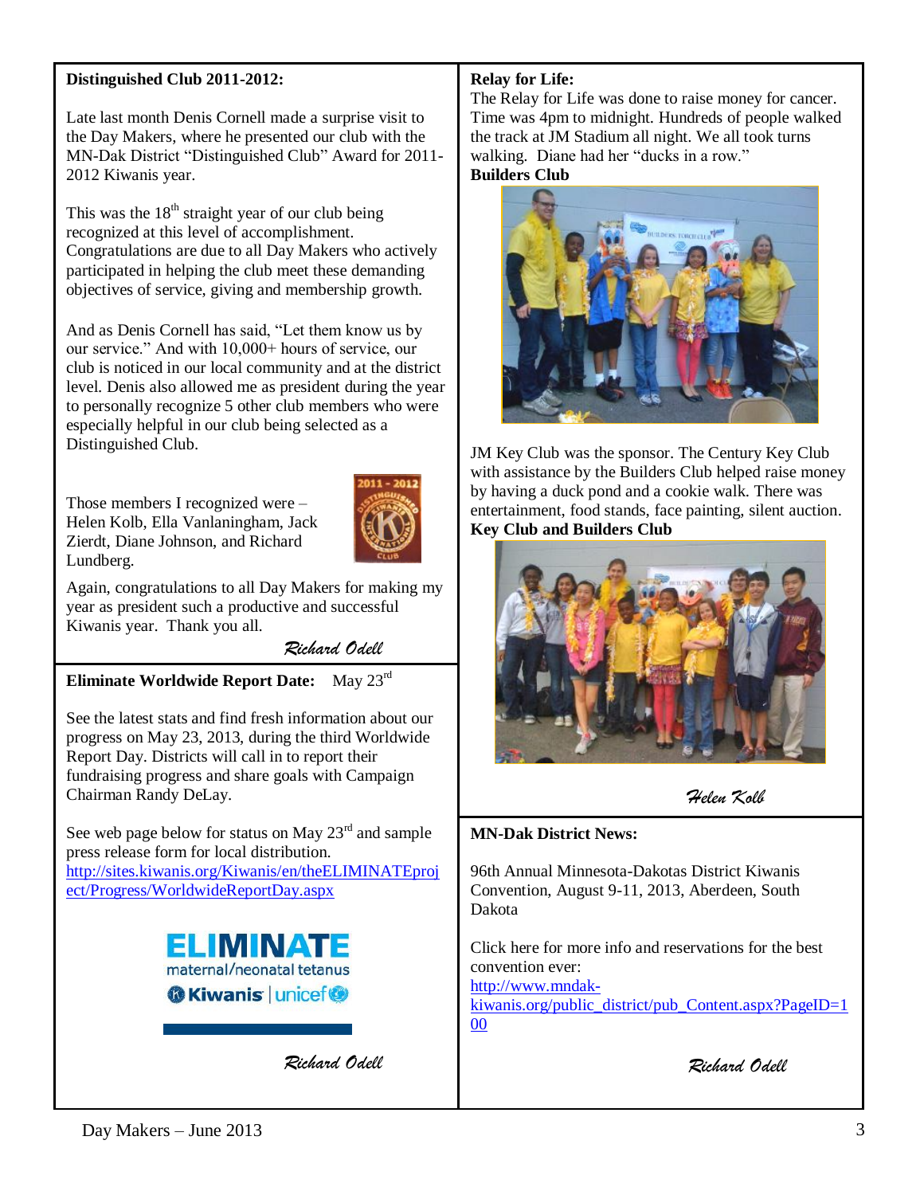**Distinguished Club 2011-2012:**

Late last month Denis Cornell made a surprise visit to the Day Makers, where he presented our club with the MN-Dak District "Distinguished Club" Award for 2011-2012 Kiwanis year.

This was the 18th straight year of our club being recognized at this level of accomplishment. Congratulations are due to all Day Makers who actively participated in helping the club meet these demanding objectives of service, giving and membership growth.

And as Denis Cornell has said, "Let them know us by our service." And with 10,000+ hours of service, our club is noticed in our local community and at the district level. Denis also allowed me as president during the year to personally recognize 5 other club members who were especially helpful in our club being selected as a Distinguished Club.

Those members I recognized were – Helen Kolb, Ella Vanlaningham, Jack Zierdt, Diane Johnson, and Richard Lundberg.

Again, congratulations to all Day Makers for making my year as president such a productive and successful Kiwanis year. Thank you all.

*Richard Odell*

**Eliminate Worldwide Report Date:** May 23rd

See the latest stats and find fresh information about our progress on May 23, 2013, during the third Worldwide Report Day. Districts will call in to report their fundraising progress and share goals with Campaign Chairman Randy DeLay.

See web page below for status on May 23rd and sample press release form for local distribution.
http://sites.kiwanis.org/Kiwanis/en/theELIMINATEproject/Progress/WorldwideReportDay.aspx

ELIMINATE maternal/neonatal tetanus
Kiwanis | unicef

*Richard Odell*

**Relay for Life:**
The Relay for Life was done to raise money for cancer. Time was 4pm to midnight. Hundreds of people walked the track at JM Stadium all night. We all took turns walking. Diane had her "ducks in a row."

**Builders Club**

JM Key Club was the sponsor. The Century Key Club with assistance by the Builders Club helped raise money by having a duck pond and a cookie walk. There was entertainment, food stands, face painting, silent auction.

**Key Club and Builders Club**

*Helen Kolb*

**MN-Dak District News:**

96th Annual Minnesota-Dakotas District Kiwanis Convention, August 9-11, 2013, Aberdeen, South Dakota

Click here for more info and reservations for the best convention ever:
http://www.mndak-kiwanis.org/public_district/pub_Content.aspx?PageID=100

*Richard Odell*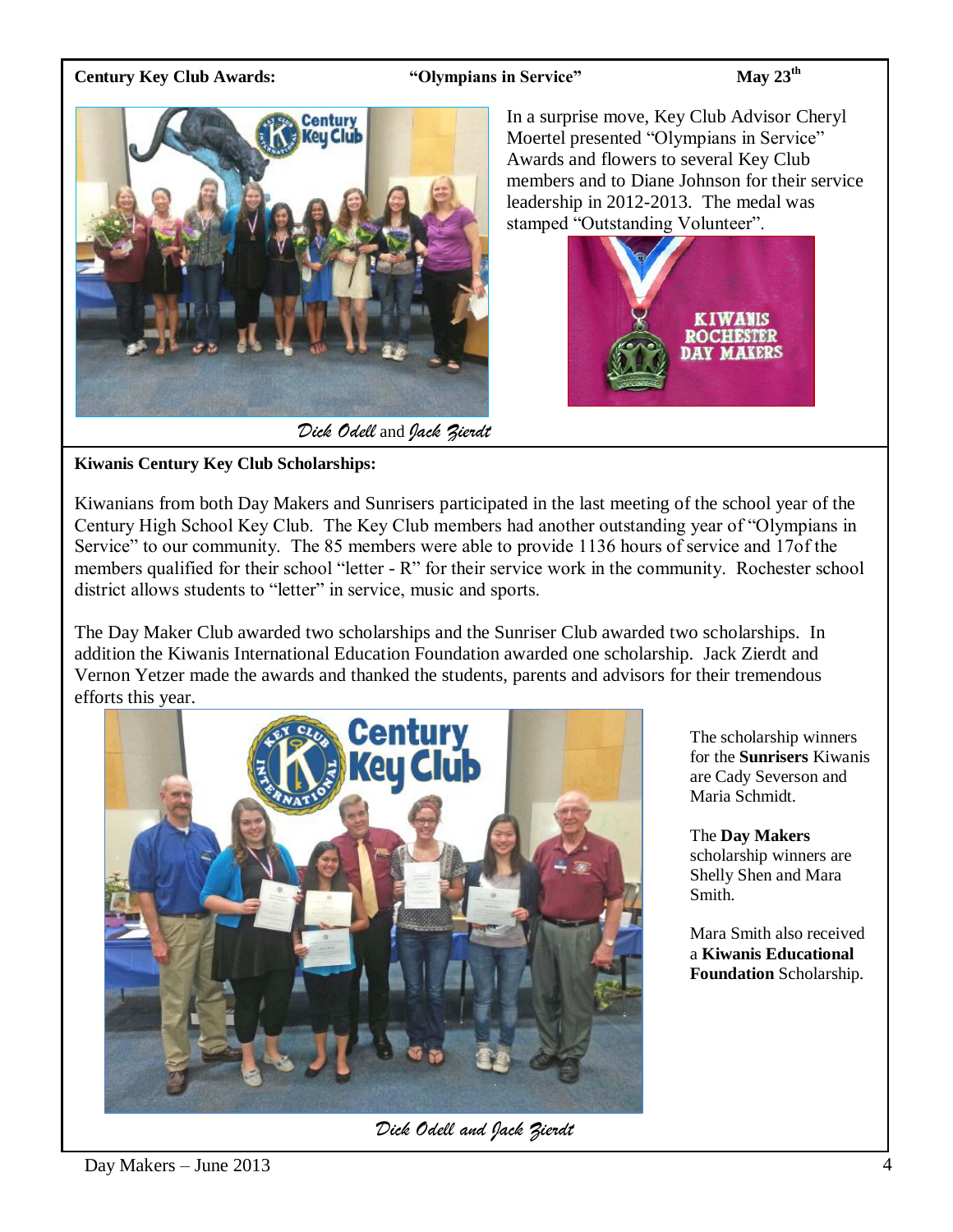**Century Key Club Awards:** **"Olympians in Service"** **May 23rd**

In a surprise move, Key Club Advisor Cheryl Moertel presented "Olympians in Service" Awards and flowers to several Key Club members and to Diane Johnson for their service leadership in 2012-2013. The medal was stamped "Outstanding Volunteer".

*Dick Odell* and *Jack Zierdt*

**Kiwanis Century Key Club Scholarships:**

Kiwanians from both Day Makers and Sunrisers participated in the last meeting of the school year of the Century High School Key Club. The Key Club members had another outstanding year of "Olympians in Service" to our community. The 85 members were able to provide 1136 hours of service and 17of the members qualified for their school "letter - R" for their service work in the community. Rochester school district allows students to "letter" in service, music and sports.

The Day Maker Club awarded two scholarships and the Sunriser Club awarded two scholarships. In addition the Kiwanis International Education Foundation awarded one scholarship. Jack Zierdt and Vernon Yetzer made the awards and thanked the students, parents and advisors for their tremendous efforts this year.

The scholarship winners for the **Sunrisers** Kiwanis are Cady Severson and Maria Schmidt.

The **Day Makers** scholarship winners are Shelly Shen and Mara Smith.

Mara Smith also received a **Kiwanis Educational Foundation** Scholarship.

*Dick Odell and Jack Zierdt*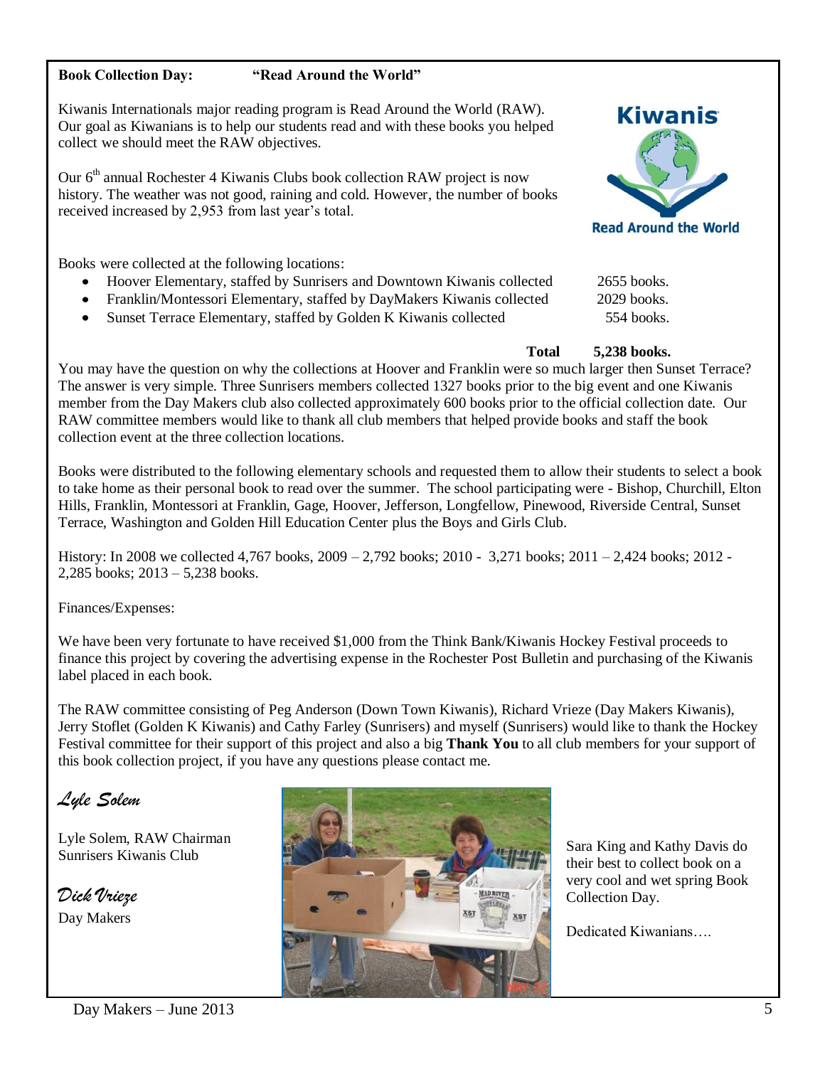**Book Collection Day: "Read Around the World"**

Kiwanis Internationals major reading program is Read Around the World (RAW). Our goal as Kiwanians is to help our students read and with these books you helped collect we should meet the RAW objectives.

Our 6th annual Rochester 4 Kiwanis Clubs book collection RAW project is now history. The weather was not good, raining and cold. However, the number of books received increased by 2,953 from last year's total.

Kiwanis

Read Around the World

Books were collected at the following locations:

| | |
|---|---|
| • Hoover Elementary, staffed by Sunrisers and Downtown Kiwanis collected | 2655 books. |
| • Franklin/Montessori Elementary, staffed by DayMakers Kiwanis collected | 2029 books. |
| • Sunset Terrace Elementary, staffed by Golden K Kiwanis collected | 554 books. |
| **Total** | **5,238 books.** |

You may have the question on why the collections at Hoover and Franklin were so much larger then Sunset Terrace? The answer is very simple. Three Sunrisers members collected 1327 books prior to the big event and one Kiwanis member from the Day Makers club also collected approximately 600 books prior to the official collection date. Our RAW committee members would like to thank all club members that helped provide books and staff the book collection event at the three collection locations.

Books were distributed to the following elementary schools and requested them to allow their students to select a book to take home as their personal book to read over the summer. The school participating were - Bishop, Churchill, Elton Hills, Franklin, Montessori at Franklin, Gage, Hoover, Jefferson, Longfellow, Pinewood, Riverside Central, Sunset Terrace, Washington and Golden Hill Education Center plus the Boys and Girls Club.

History: In 2008 we collected 4,767 books, 2009 – 2,792 books; 2010 - 3,271 books; 2011 – 2,424 books; 2012 - 2,285 books; 2013 – 5,238 books.

Finances/Expenses:

We have been very fortunate to have received $1,000 from the Think Bank/Kiwanis Hockey Festival proceeds to finance this project by covering the advertising expense in the Rochester Post Bulletin and purchasing of the Kiwanis label placed in each book.

The RAW committee consisting of Peg Anderson (Down Town Kiwanis), Richard Vrieze (Day Makers Kiwanis), Jerry Stoflet (Golden K Kiwanis) and Cathy Farley (Sunrisers) and myself (Sunrisers) would like to thank the Hockey Festival committee for their support of this project and also a big **Thank You** to all club members for your support of this book collection project, if you have any questions please contact me.

*Lyle Solem*

Lyle Solem, RAW Chairman
Sunrisers Kiwanis Club

*Dick Vrieze*

Day Makers

Sara King and Kathy Davis do their best to collect book on a very cool and wet spring Book Collection Day.

Dedicated Kiwanians….